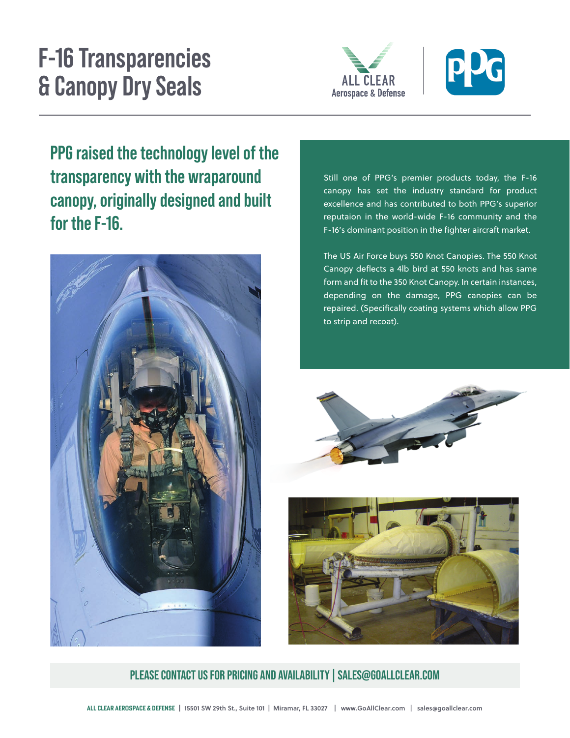# F-16 Transparencies & Canopy Dry Seals

ALL CLEAR Aerospace & Defense

PPG

## PPG raised the technology level of the transparency with the wraparound canopy, originally designed and built for the F-16.

Still one of PPG's premier products today, the F-16 canopy has set the industry standard for product excellence and has contributed to both PPG's superior reputaion in the world-wide F-16 community and the F-16's dominant position in the fighter aircraft market.

The US Air Force buys 550 Knot Canopies. The 550 Knot Canopy deflects a 4lb bird at 550 knots and has same form and fit to the 350 Knot Canopy. In certain instances, depending on the damage, PPG canopies can be repaired. (Specifically coating systems which allow PPG to strip and recoat).

**PLEASE CONTACT US FOR PRICING AND AVAILABILITY | SALES@GOALLCLEAR.COM**

ALL CLEAR AEROSPACE & DEFENSE | 15501 SW 29th St., Suite 101 | Miramar, FL 33027 | www.GoAllClear.com | sales@goallclear.com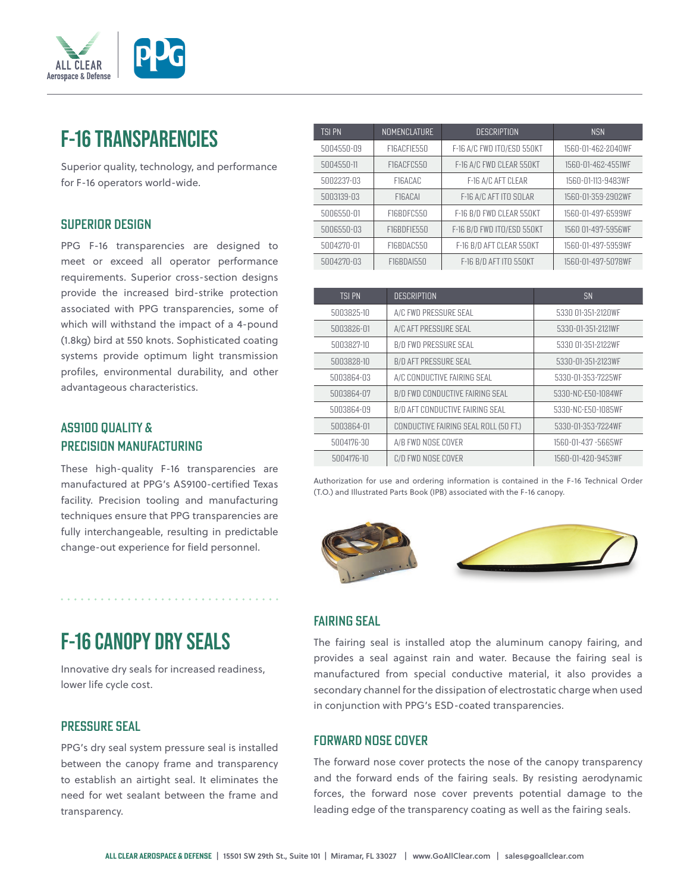# F-16 TRANSPARENCIES

Superior quality, technology, and performance for F-16 operators world-wide.

## SUPERIOR DESIGN

PPG F-16 transparencies are designed to meet or exceed all operator performance requirements. Superior cross-section designs provide the increased bird-strike protection associated with PPG transparencies, some of which will withstand the impact of a 4-pound (1.8kg) bird at 550 knots. Sophisticated coating systems provide optimum light transmission profiles, environmental durability, and other advantageous characteristics.

## AS9100 QUALITY & PRECISION MANUFACTURING

These high-quality F-16 transparencies are manufactured at PPG's AS9100-certified Texas facility. Precision tooling and manufacturing techniques ensure that PPG transparencies are fully interchangeable, resulting in predictable change-out experience for field personnel.

| TSI PN | NOMENCLATURE | DESCRIPTION | NSN |
|---|---|---|---|
| 5004550-09 | F16ACFIE550 | F-16 A/C FWD ITO/ESD 550KT | 1560-01-462-2040WF |
| 5004550-11 | F16ACFC550 | F-16 A/C FWD CLEAR 550KT | 1560-01-462-4551WF |
| 5002237-03 | F16ACAC | F-16 A/C AFT CLEAR | 1560-01-113-9483WF |
| 5003139-03 | F16ACAI | F-16 A/C AFT ITO SOLAR | 1560-01-359-2902WF |
| 5006550-01 | F16BDFC550 | F-16 B/D FWD CLEAR 550KT | 1560-01-497-6599WF |
| 5006550-03 | F16BDFIE550 | F-16 B/D FWD ITO/ESD 550KT | 1560 01-497-5956WF |
| 5004270-01 | F16BDAC550 | F-16 B/D AFT CLEAR 550KT | 1560-01-497-5959WF |
| 5004270-03 | F16BDAI550 | F-16 B/D AFT ITO 550KT | 1560-01-497-5078WF |

| TSI PN | DESCRIPTION | SN |
|---|---|---|
| 5003825-10 | A/C FWD PRESSURE SEAL | 5330 01-351-2120WF |
| 5003826-01 | A/C AFT PRESSURE SEAL | 5330-01-351-2121WF |
| 5003827-10 | B/D FWD PRESSURE SEAL | 5330 01-351-2122WF |
| 5003828-10 | B/D AFT PRESSURE SEAL | 5330-01-351-2123WF |
| 5003864-03 | A/C CONDUCTIVE FAIRING SEAL | 5330-01-353-7225WF |
| 5003864-07 | B/D FWD CONDUCTIVE FAIRING SEAL | 5330-NC-E50-1084WF |
| 5003864-09 | B/D AFT CONDUCTIVE FAIRING SEAL | 5330-NC-E50-1085WF |
| 5003864-01 | CONDUCTIVE FAIRING SEAL ROLL (50 FT.) | 5330-01-353-7224WF |
| 5004176-30 | A/B FWD NOSE COVER | 1560-01-437 -5665WF |
| 5004176-10 | C/D FWD NOSE COVER | 1560-01-420-9453WF |

Authorization for use and ordering information is contained in the F-16 Technical Order (T.O.) and Illustrated Parts Book (IPB) associated with the F-16 canopy.

# F-16 CANOPY DRY SEALS

Innovative dry seals for increased readiness, lower life cycle cost.

## PRESSURE SEAL

PPG's dry seal system pressure seal is installed between the canopy frame and transparency to establish an airtight seal. It eliminates the need for wet sealant between the frame and transparency.

## FAIRING SEAL

The fairing seal is installed atop the aluminum canopy fairing, and provides a seal against rain and water. Because the fairing seal is manufactured from special conductive material, it also provides a secondary channel for the dissipation of electrostatic charge when used in conjunction with PPG's ESD-coated transparencies.

## FORWARD NOSE COVER

The forward nose cover protects the nose of the canopy transparency and the forward ends of the fairing seals. By resisting aerodynamic forces, the forward nose cover prevents potential damage to the leading edge of the transparency coating as well as the fairing seals.

**ALL CLEAR AEROSPACE & DEFENSE** | 15501 SW 29th St., Suite 101 | Miramar, FL 33027 | www.GoAllClear.com | sales@goallclear.com